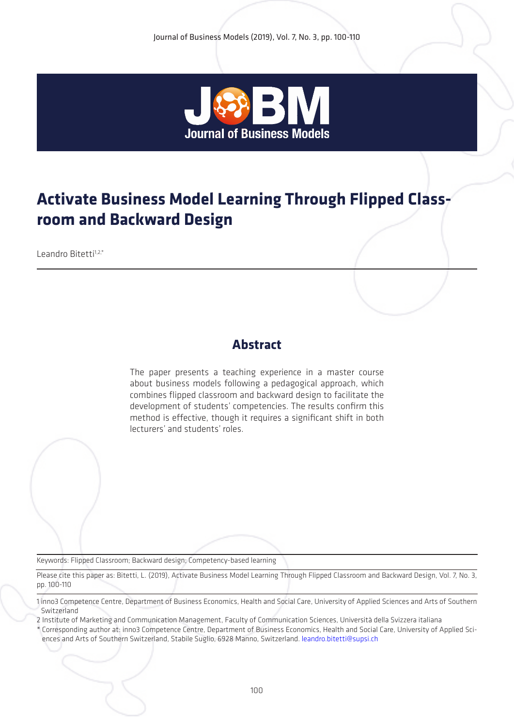# Activate Business Model Learning Through Flipped Classroom and Backward Design

Leandro Bitetti[1,2,*]

## Abstract

The paper presents a teaching experience in a master course about business models following a pedagogical approach, which combines flipped classroom and backward design to facilitate the development of students' competencies. The results confirm this method is effective, though it requires a significant shift in both lecturers' and students' roles.

Keywords: Flipped Classroom; Backward design; Competency-based learning

Please cite this paper as: Bitetti, L. (2019), Activate Business Model Learning Through Flipped Classroom and Backward Design, Vol. 7, No. 3, pp. 100-110

1 inno3 Competence Centre, Department of Business Economics, Health and Social Care, University of Applied Sciences and Arts of Southern Switzerland

2 Institute of Marketing and Communication Management, Faculty of Communication Sciences, Università della Svizzera italiana

\* Corresponding author at: inno3 Competence Centre, Department of Business Economics, Health and Social Care, University of Applied Sciences and Arts of Southern Switzerland, Stabile Suglio, 6928 Manno, Switzerland. leandro.bitetti@supsi.ch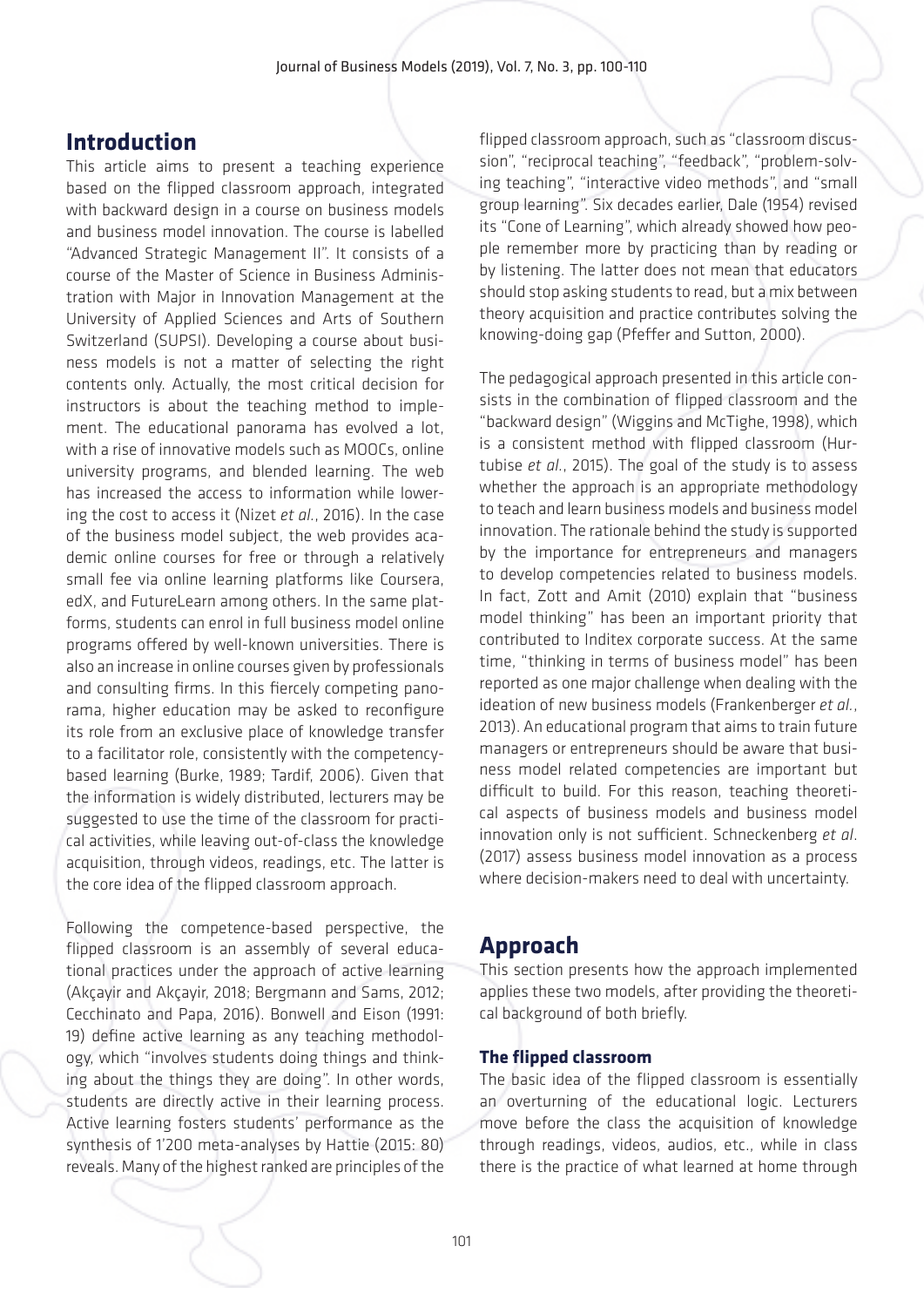## Introduction

This article aims to present a teaching experience based on the flipped classroom approach, integrated with backward design in a course on business models and business model innovation. The course is labelled "Advanced Strategic Management II". It consists of a course of the Master of Science in Business Administration with Major in Innovation Management at the University of Applied Sciences and Arts of Southern Switzerland (SUPSI). Developing a course about business models is not a matter of selecting the right contents only. Actually, the most critical decision for instructors is about the teaching method to implement. The educational panorama has evolved a lot, with a rise of innovative models such as MOOCs, online university programs, and blended learning. The web has increased the access to information while lowering the cost to access it (Nizet *et al.*, 2016). In the case of the business model subject, the web provides academic online courses for free or through a relatively small fee via online learning platforms like Coursera, edX, and FutureLearn among others. In the same platforms, students can enrol in full business model online programs offered by well-known universities. There is also an increase in online courses given by professionals and consulting firms. In this fiercely competing panorama, higher education may be asked to reconfigure its role from an exclusive place of knowledge transfer to a facilitator role, consistently with the competency-based learning (Burke, 1989; Tardif, 2006). Given that the information is widely distributed, lecturers may be suggested to use the time of the classroom for practical activities, while leaving out-of-class the knowledge acquisition, through videos, readings, etc. The latter is the core idea of the flipped classroom approach.

Following the competence-based perspective, the flipped classroom is an assembly of several educational practices under the approach of active learning (Akçayir and Akçayir, 2018; Bergmann and Sams, 2012; Cecchinato and Papa, 2016). Bonwell and Eison (1991: 19) define active learning as any teaching methodology, which "involves students doing things and thinking about the things they are doing". In other words, students are directly active in their learning process. Active learning fosters students' performance as the synthesis of 1'200 meta-analyses by Hattie (2015: 80) reveals. Many of the highest ranked are principles of the flipped classroom approach, such as "classroom discussion", "reciprocal teaching", "feedback", "problem-solving teaching", "interactive video methods", and "small group learning". Six decades earlier, Dale (1954) revised its "Cone of Learning", which already showed how people remember more by practicing than by reading or by listening. The latter does not mean that educators should stop asking students to read, but a mix between theory acquisition and practice contributes solving the knowing-doing gap (Pfeffer and Sutton, 2000).

The pedagogical approach presented in this article consists in the combination of flipped classroom and the "backward design" (Wiggins and McTighe, 1998), which is a consistent method with flipped classroom (Hurtubise *et al.*, 2015). The goal of the study is to assess whether the approach is an appropriate methodology to teach and learn business models and business model innovation. The rationale behind the study is supported by the importance for entrepreneurs and managers to develop competencies related to business models. In fact, Zott and Amit (2010) explain that "business model thinking" has been an important priority that contributed to Inditex corporate success. At the same time, "thinking in terms of business model" has been reported as one major challenge when dealing with the ideation of new business models (Frankenberger *et al.*, 2013). An educational program that aims to train future managers or entrepreneurs should be aware that business model related competencies are important but difficult to build. For this reason, teaching theoretical aspects of business models and business model innovation only is not sufficient. Schneckenberg *et al.* (2017) assess business model innovation as a process where decision-makers need to deal with uncertainty.

## Approach

This section presents how the approach implemented applies these two models, after providing the theoretical background of both briefly.

### The flipped classroom

The basic idea of the flipped classroom is essentially an overturning of the educational logic. Lecturers move before the class the acquisition of knowledge through readings, videos, audios, etc., while in class there is the practice of what learned at home through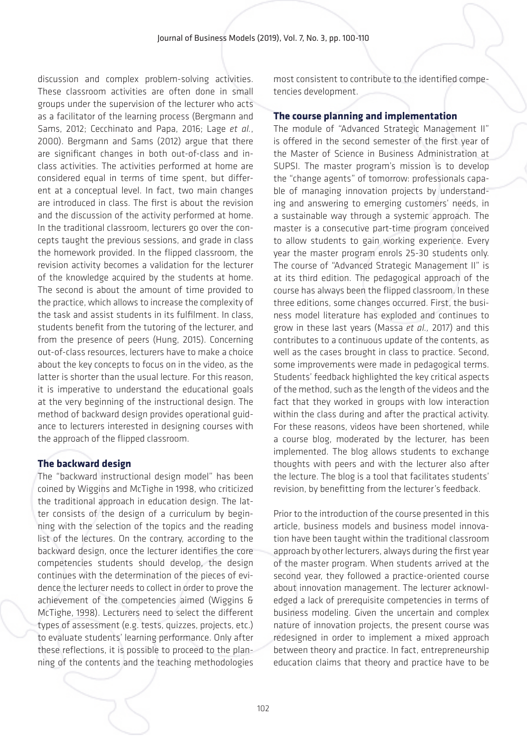discussion and complex problem-solving activities. These classroom activities are often done in small groups under the supervision of the lecturer who acts as a facilitator of the learning process (Bergmann and Sams, 2012; Cecchinato and Papa, 2016; Lage *et al.*, 2000). Bergmann and Sams (2012) argue that there are significant changes in both out-of-class and in-class activities. The activities performed at home are considered equal in terms of time spent, but different at a conceptual level. In fact, two main changes are introduced in class. The first is about the revision and the discussion of the activity performed at home. In the traditional classroom, lecturers go over the concepts taught the previous sessions, and grade in class the homework provided. In the flipped classroom, the revision activity becomes a validation for the lecturer of the knowledge acquired by the students at home. The second is about the amount of time provided to the practice, which allows to increase the complexity of the task and assist students in its fulfilment. In class, students benefit from the tutoring of the lecturer, and from the presence of peers (Hung, 2015). Concerning out-of-class resources, lecturers have to make a choice about the key concepts to focus on in the video, as the latter is shorter than the usual lecture. For this reason, it is imperative to understand the educational goals at the very beginning of the instructional design. The method of backward design provides operational guidance to lecturers interested in designing courses with the approach of the flipped classroom.

## The backward design

The "backward instructional design model" has been coined by Wiggins and McTighe in 1998, who criticized the traditional approach in education design. The latter consists of the design of a curriculum by beginning with the selection of the topics and the reading list of the lectures. On the contrary, according to the backward design, once the lecturer identifies the core competencies students should develop, the design continues with the determination of the pieces of evidence the lecturer needs to collect in order to prove the achievement of the competencies aimed (Wiggins & McTighe, 1998). Lecturers need to select the different types of assessment (e.g. tests, quizzes, projects, etc.) to evaluate students' learning performance. Only after these reflections, it is possible to proceed to the planning of the contents and the teaching methodologies most consistent to contribute to the identified competencies development.

## The course planning and implementation

The module of "Advanced Strategic Management II" is offered in the second semester of the first year of the Master of Science in Business Administration at SUPSI. The master program's mission is to develop the "change agents" of tomorrow: professionals capable of managing innovation projects by understanding and answering to emerging customers' needs, in a sustainable way through a systemic approach. The master is a consecutive part-time program conceived to allow students to gain working experience. Every year the master program enrols 25-30 students only. The course of "Advanced Strategic Management II" is at its third edition. The pedagogical approach of the course has always been the flipped classroom. In these three editions, some changes occurred. First, the business model literature has exploded and continues to grow in these last years (Massa *et al.*, 2017) and this contributes to a continuous update of the contents, as well as the cases brought in class to practice. Second, some improvements were made in pedagogical terms. Students' feedback highlighted the key critical aspects of the method, such as the length of the videos and the fact that they worked in groups with low interaction within the class during and after the practical activity. For these reasons, videos have been shortened, while a course blog, moderated by the lecturer, has been implemented. The blog allows students to exchange thoughts with peers and with the lecturer also after the lecture. The blog is a tool that facilitates students' revision, by benefitting from the lecturer's feedback.

Prior to the introduction of the course presented in this article, business models and business model innovation have been taught within the traditional classroom approach by other lecturers, always during the first year of the master program. When students arrived at the second year, they followed a practice-oriented course about innovation management. The lecturer acknowledged a lack of prerequisite competencies in terms of business modeling. Given the uncertain and complex nature of innovation projects, the present course was redesigned in order to implement a mixed approach between theory and practice. In fact, entrepreneurship education claims that theory and practice have to be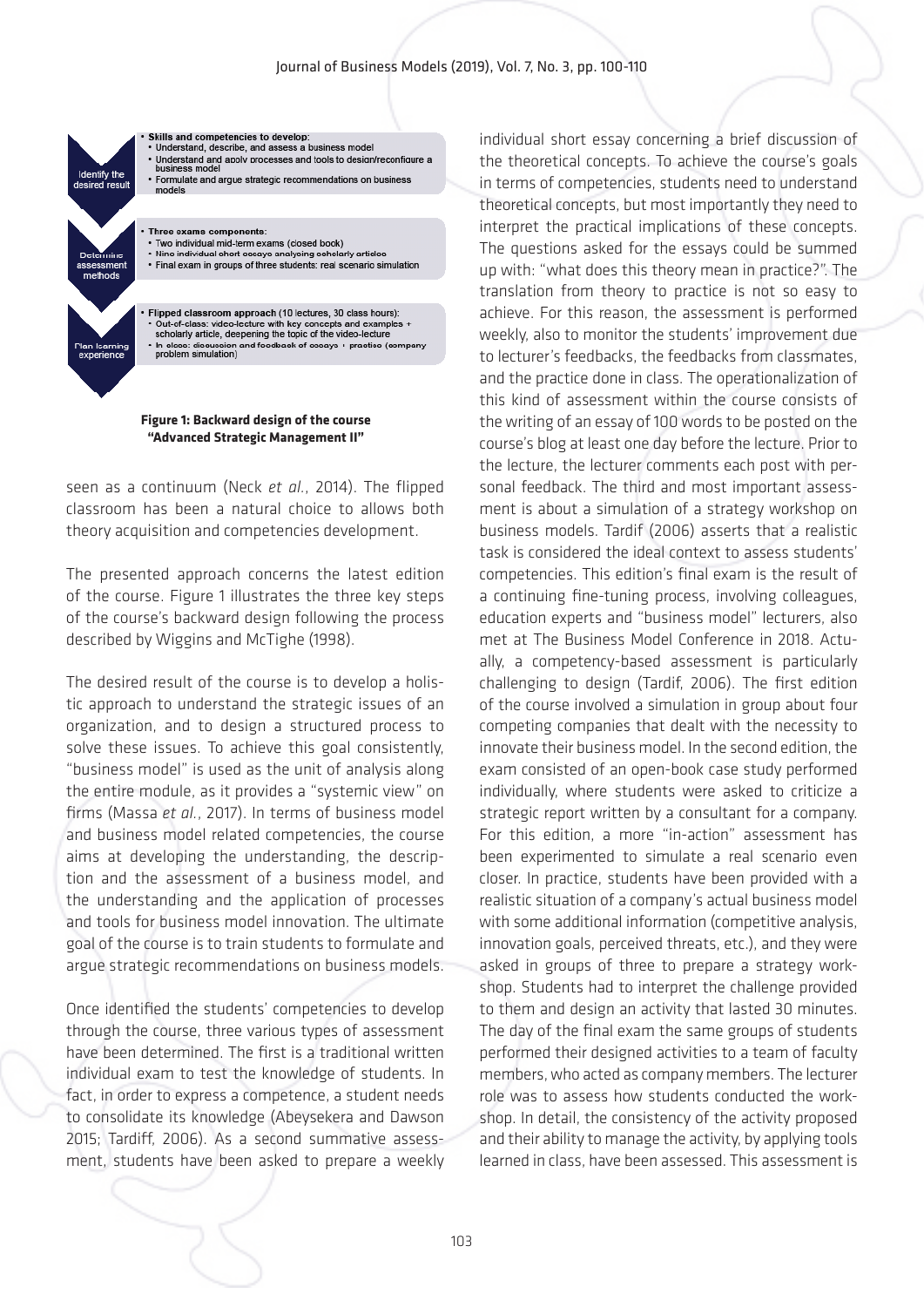| Step | Description |
| --- | --- |
| Identify the desired result | • **Skills and competencies to develop**:<br>• Understand, describe, and assess a business model<br>• Understand and apply processes and tools to design/reconfigure a business model<br>• Formulate and argue strategic recommendations on business models |
| Determine assessment methods | • **Three exams components**:<br>• Two individual mid-term exams (closed book)<br>• Nine individual short essays analysing scholarly articles<br>• Final exam in groups of three students: real scenario simulation |
| Plan learning experience | • **Flipped classroom approach** (10 lectures, 30 class hours):<br>• Out-of-class: video-lecture with key concepts and examples + scholarly article, deepening the topic of the video-lecture<br>• In class: discussion and feedback of essays + practice (company problem simulation) |

**Figure 1: Backward design of the course "Advanced Strategic Management II"**

seen as a continuum (Neck *et al.*, 2014). The flipped classroom has been a natural choice to allows both theory acquisition and competencies development.

The presented approach concerns the latest edition of the course. Figure 1 illustrates the three key steps of the course's backward design following the process described by Wiggins and McTighe (1998).

The desired result of the course is to develop a holistic approach to understand the strategic issues of an organization, and to design a structured process to solve these issues. To achieve this goal consistently, "business model" is used as the unit of analysis along the entire module, as it provides a "systemic view" on firms (Massa *et al.*, 2017). In terms of business model and business model related competencies, the course aims at developing the understanding, the description and the assessment of a business model, and the understanding and the application of processes and tools for business model innovation. The ultimate goal of the course is to train students to formulate and argue strategic recommendations on business models.

Once identified the students' competencies to develop through the course, three various types of assessment have been determined. The first is a traditional written individual exam to test the knowledge of students. In fact, in order to express a competence, a student needs to consolidate its knowledge (Abeysekera and Dawson 2015; Tardiff, 2006). As a second summative assessment, students have been asked to prepare a weekly individual short essay concerning a brief discussion of the theoretical concepts. To achieve the course's goals in terms of competencies, students need to understand theoretical concepts, but most importantly they need to interpret the practical implications of these concepts. The questions asked for the essays could be summed up with: "what does this theory mean in practice?". The translation from theory to practice is not so easy to achieve. For this reason, the assessment is performed weekly, also to monitor the students' improvement due to lecturer's feedbacks, the feedbacks from classmates, and the practice done in class. The operationalization of this kind of assessment within the course consists of the writing of an essay of 100 words to be posted on the course's blog at least one day before the lecture. Prior to the lecture, the lecturer comments each post with personal feedback. The third and most important assessment is about a simulation of a strategy workshop on business models. Tardif (2006) asserts that a realistic task is considered the ideal context to assess students' competencies. This edition's final exam is the result of a continuing fine-tuning process, involving colleagues, education experts and "business model" lecturers, also met at The Business Model Conference in 2018. Actually, a competency-based assessment is particularly challenging to design (Tardif, 2006). The first edition of the course involved a simulation in group about four competing companies that dealt with the necessity to innovate their business model. In the second edition, the exam consisted of an open-book case study performed individually, where students were asked to criticize a strategic report written by a consultant for a company. For this edition, a more "in-action" assessment has been experimented to simulate a real scenario even closer. In practice, students have been provided with a realistic situation of a company's actual business model with some additional information (competitive analysis, innovation goals, perceived threats, etc.), and they were asked in groups of three to prepare a strategy workshop. Students had to interpret the challenge provided to them and design an activity that lasted 30 minutes. The day of the final exam the same groups of students performed their designed activities to a team of faculty members, who acted as company members. The lecturer role was to assess how students conducted the workshop. In detail, the consistency of the activity proposed and their ability to manage the activity, by applying tools learned in class, have been assessed. This assessment is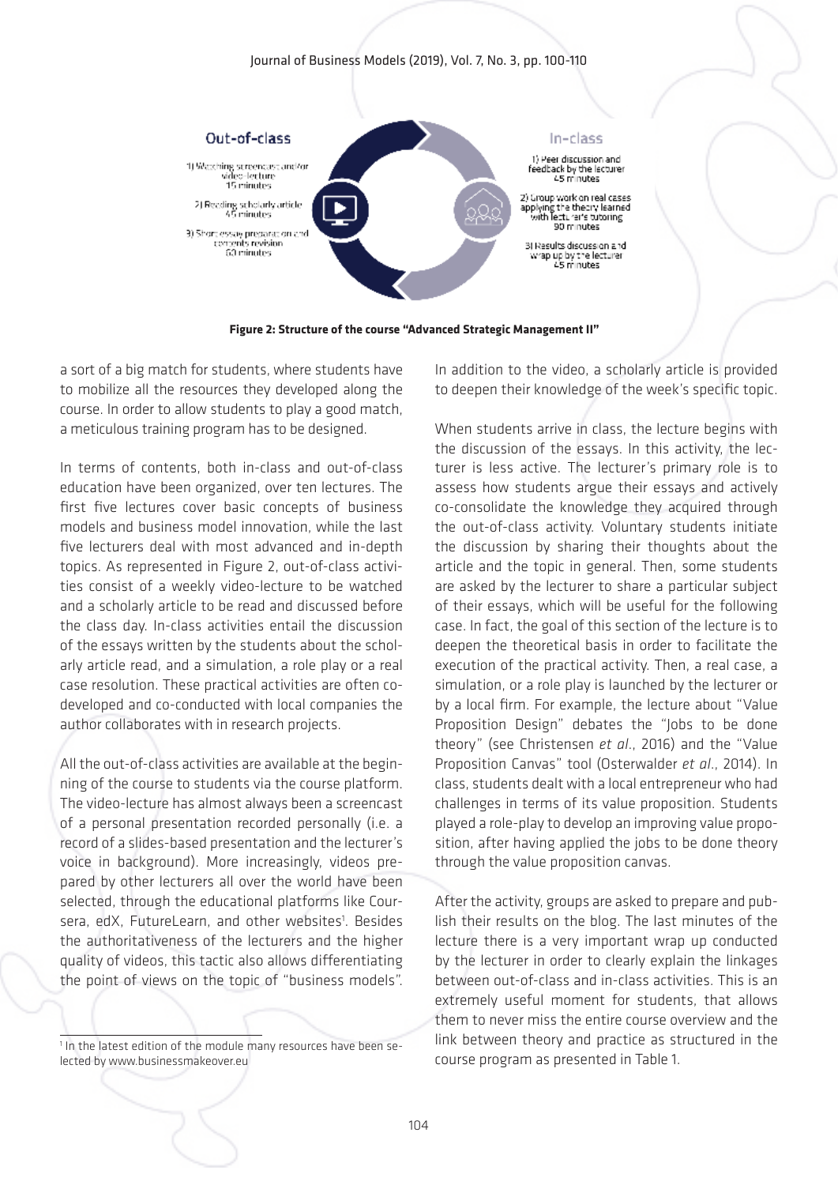**Out-of-class**

1) Watching screencast and/or video-lecture
15 minutes

2) Reading scholarly article
45 minutes

3) Short essay preparation and contents revision
60 minutes

**In-class**

1) Peer discussion and feedback by the lecturer
45 minutes

2) Group work on real cases applying the theory learned with lecturer's tutoring
90 minutes

3) Results discussion and wrap up by the lecturer
45 minutes

**Figure 2: Structure of the course "Advanced Strategic Management II"**

a sort of a big match for students, where students have to mobilize all the resources they developed along the course. In order to allow students to play a good match, a meticulous training program has to be designed.

In terms of contents, both in-class and out-of-class education have been organized, over ten lectures. The first five lectures cover basic concepts of business models and business model innovation, while the last five lecturers deal with most advanced and in-depth topics. As represented in Figure 2, out-of-class activities consist of a weekly video-lecture to be watched and a scholarly article to be read and discussed before the class day. In-class activities entail the discussion of the essays written by the students about the scholarly article read, and a simulation, a role play or a real case resolution. These practical activities are often co-developed and co-conducted with local companies the author collaborates with in research projects.

All the out-of-class activities are available at the beginning of the course to students via the course platform. The video-lecture has almost always been a screencast of a personal presentation recorded personally (i.e. a record of a slides-based presentation and the lecturer's voice in background). More increasingly, videos prepared by other lecturers all over the world have been selected, through the educational platforms like Coursera, edX, FutureLearn, and other websites[1]. Besides the authoritativeness of the lecturers and the higher quality of videos, this tactic also allows differentiating the point of views on the topic of "business models". In addition to the video, a scholarly article is provided to deepen their knowledge of the week's specific topic.

When students arrive in class, the lecture begins with the discussion of the essays. In this activity, the lecturer is less active. The lecturer's primary role is to assess how students argue their essays and actively co-consolidate the knowledge they acquired through the out-of-class activity. Voluntary students initiate the discussion by sharing their thoughts about the article and the topic in general. Then, some students are asked by the lecturer to share a particular subject of their essays, which will be useful for the following case. In fact, the goal of this section of the lecture is to deepen the theoretical basis in order to facilitate the execution of the practical activity. Then, a real case, a simulation, or a role play is launched by the lecturer or by a local firm. For example, the lecture about "Value Proposition Design" debates the "Jobs to be done theory" (see Christensen *et al*., 2016) and the "Value Proposition Canvas" tool (Osterwalder *et al*., 2014). In class, students dealt with a local entrepreneur who had challenges in terms of its value proposition. Students played a role-play to develop an improving value proposition, after having applied the jobs to be done theory through the value proposition canvas.

After the activity, groups are asked to prepare and publish their results on the blog. The last minutes of the lecture there is a very important wrap up conducted by the lecturer in order to clearly explain the linkages between out-of-class and in-class activities. This is an extremely useful moment for students, that allows them to never miss the entire course overview and the link between theory and practice as structured in the course program as presented in Table 1.

[1] In the latest edition of the module many resources have been selected by www.businessmakeover.eu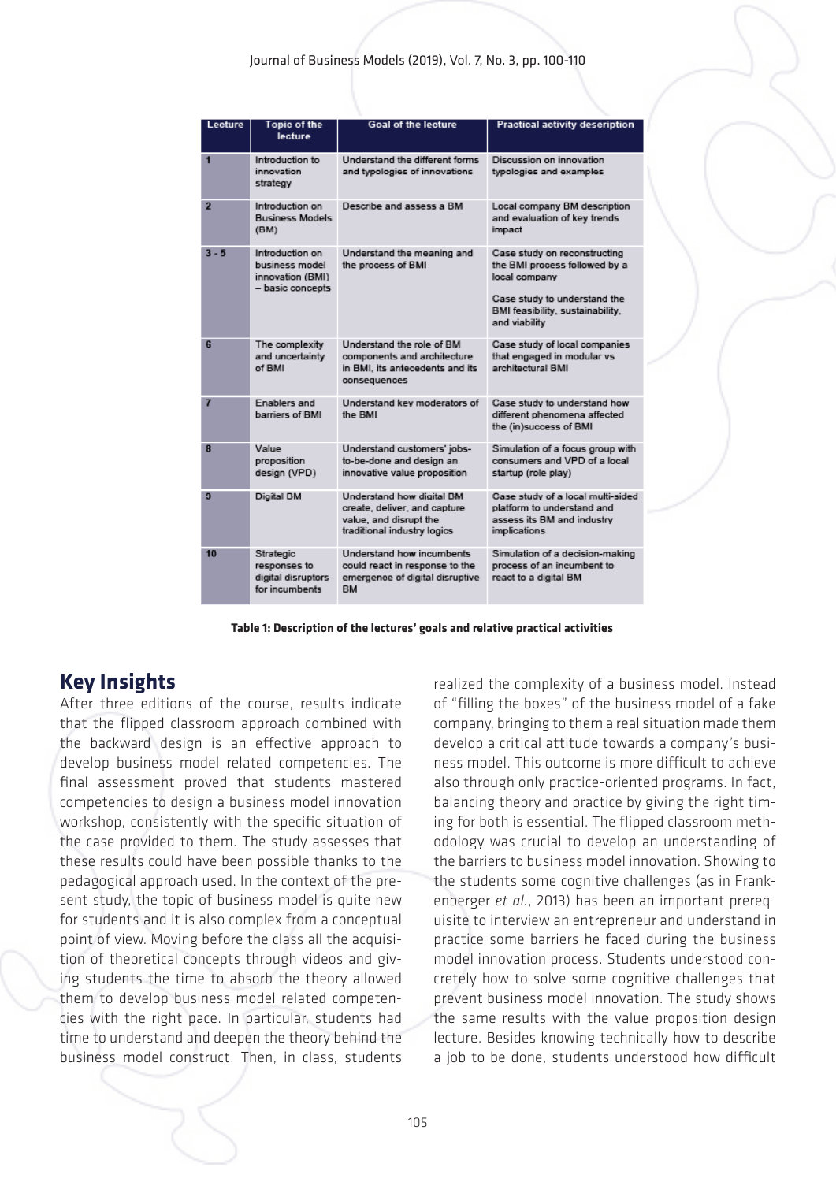| Lecture | Topic of the lecture | Goal of the lecture | Practical activity description |
|---|---|---|---|
| 1 | Introduction to innovation strategy | Understand the different forms and typologies of innovations | Discussion on innovation typologies and examples |
| 2 | Introduction on Business Models (BM) | Describe and assess a BM | Local company BM description and evaluation of key trends impact |
| 3 - 5 | Introduction on business model innovation (BMI) – basic concepts | Understand the meaning and the process of BMI | Case study on reconstructing the BMI process followed by a local company<br><br>Case study to understand the BMI feasibility, sustainability, and viability |
| 6 | The complexity and uncertainty of BMI | Understand the role of BM components and architecture in BMI, its antecedents and its consequences | Case study of local companies that engaged in modular vs architectural BMI |
| 7 | Enablers and barriers of BMI | Understand key moderators of the BMI | Case study to understand how different phenomena affected the (in)success of BMI |
| 8 | Value proposition design (VPD) | Understand customers' jobs-to-be-done and design an innovative value proposition | Simulation of a focus group with consumers and VPD of a local startup (role play) |
| 9 | Digital BM | Understand how digital BM create, deliver, and capture value, and disrupt the traditional industry logics | Case study of a local multi-sided platform to understand and assess its BM and industry implications |
| 10 | Strategic responses to digital disruptors for incumbents | Understand how incumbents could react in response to the emergence of digital disruptive BM | Simulation of a decision-making process of an incumbent to react to a digital BM |

**Table 1: Description of the lectures' goals and relative practical activities**

## Key Insights

After three editions of the course, results indicate that the flipped classroom approach combined with the backward design is an effective approach to develop business model related competencies. The final assessment proved that students mastered competencies to design a business model innovation workshop, consistently with the specific situation of the case provided to them. The study assesses that these results could have been possible thanks to the pedagogical approach used. In the context of the present study, the topic of business model is quite new for students and it is also complex from a conceptual point of view. Moving before the class all the acquisition of theoretical concepts through videos and giving students the time to absorb the theory allowed them to develop business model related competencies with the right pace. In particular, students had time to understand and deepen the theory behind the business model construct. Then, in class, students realized the complexity of a business model. Instead of "filling the boxes" of the business model of a fake company, bringing to them a real situation made them develop a critical attitude towards a company's business model. This outcome is more difficult to achieve also through only practice-oriented programs. In fact, balancing theory and practice by giving the right timing for both is essential. The flipped classroom methodology was crucial to develop an understanding of the barriers to business model innovation. Showing to the students some cognitive challenges (as in Frankenberger *et al.*, 2013) has been an important prerequisite to interview an entrepreneur and understand in practice some barriers he faced during the business model innovation process. Students understood concretely how to solve some cognitive challenges that prevent business model innovation. The study shows the same results with the value proposition design lecture. Besides knowing technically how to describe a job to be done, students understood how difficult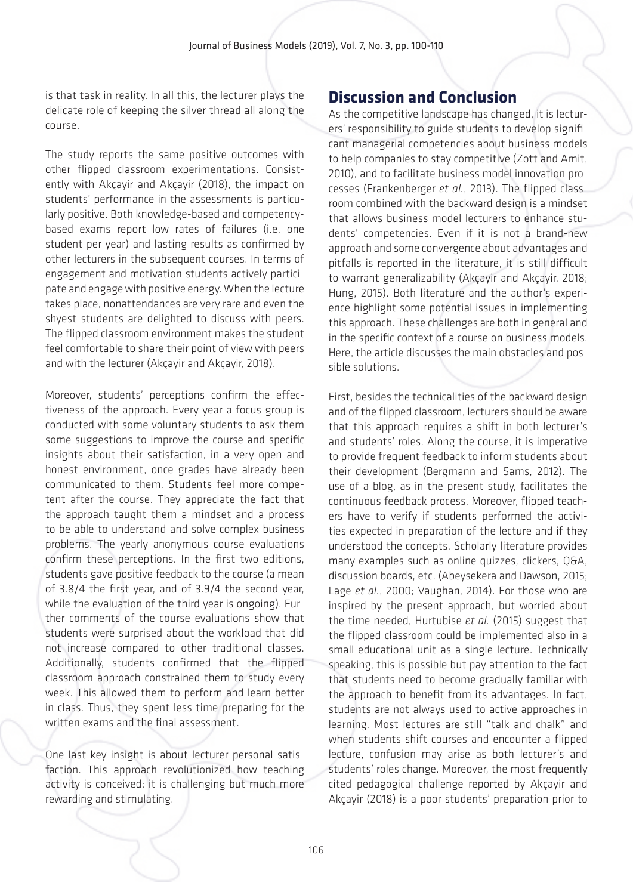is that task in reality. In all this, the lecturer plays the delicate role of keeping the silver thread all along the course.

The study reports the same positive outcomes with other flipped classroom experimentations. Consistently with Akçayir and Akçayir (2018), the impact on students' performance in the assessments is particularly positive. Both knowledge-based and competency-based exams report low rates of failures (i.e. one student per year) and lasting results as confirmed by other lecturers in the subsequent courses. In terms of engagement and motivation students actively participate and engage with positive energy. When the lecture takes place, nonattendances are very rare and even the shyest students are delighted to discuss with peers. The flipped classroom environment makes the student feel comfortable to share their point of view with peers and with the lecturer (Akçayir and Akçayir, 2018).

Moreover, students' perceptions confirm the effectiveness of the approach. Every year a focus group is conducted with some voluntary students to ask them some suggestions to improve the course and specific insights about their satisfaction, in a very open and honest environment, once grades have already been communicated to them. Students feel more competent after the course. They appreciate the fact that the approach taught them a mindset and a process to be able to understand and solve complex business problems. The yearly anonymous course evaluations confirm these perceptions. In the first two editions, students gave positive feedback to the course (a mean of 3.8/4 the first year, and of 3.9/4 the second year, while the evaluation of the third year is ongoing). Further comments of the course evaluations show that students were surprised about the workload that did not increase compared to other traditional classes. Additionally, students confirmed that the flipped classroom approach constrained them to study every week. This allowed them to perform and learn better in class. Thus, they spent less time preparing for the written exams and the final assessment.

One last key insight is about lecturer personal satisfaction. This approach revolutionized how teaching activity is conceived: it is challenging but much more rewarding and stimulating.

## Discussion and Conclusion

As the competitive landscape has changed, it is lecturers' responsibility to guide students to develop significant managerial competencies about business models to help companies to stay competitive (Zott and Amit, 2010), and to facilitate business model innovation processes (Frankenberger *et al.*, 2013). The flipped classroom combined with the backward design is a mindset that allows business model lecturers to enhance students' competencies. Even if it is not a brand-new approach and some convergence about advantages and pitfalls is reported in the literature, it is still difficult to warrant generalizability (Akçayir and Akçayir, 2018; Hung, 2015). Both literature and the author's experience highlight some potential issues in implementing this approach. These challenges are both in general and in the specific context of a course on business models. Here, the article discusses the main obstacles and possible solutions.

First, besides the technicalities of the backward design and of the flipped classroom, lecturers should be aware that this approach requires a shift in both lecturer's and students' roles. Along the course, it is imperative to provide frequent feedback to inform students about their development (Bergmann and Sams, 2012). The use of a blog, as in the present study, facilitates the continuous feedback process. Moreover, flipped teachers have to verify if students performed the activities expected in preparation of the lecture and if they understood the concepts. Scholarly literature provides many examples such as online quizzes, clickers, Q&A, discussion boards, etc. (Abeysekera and Dawson, 2015; Lage *et al.*, 2000; Vaughan, 2014). For those who are inspired by the present approach, but worried about the time needed, Hurtubise *et al.* (2015) suggest that the flipped classroom could be implemented also in a small educational unit as a single lecture. Technically speaking, this is possible but pay attention to the fact that students need to become gradually familiar with the approach to benefit from its advantages. In fact, students are not always used to active approaches in learning. Most lectures are still "talk and chalk" and when students shift courses and encounter a flipped lecture, confusion may arise as both lecturer's and students' roles change. Moreover, the most frequently cited pedagogical challenge reported by Akçayir and Akçayir (2018) is a poor students' preparation prior to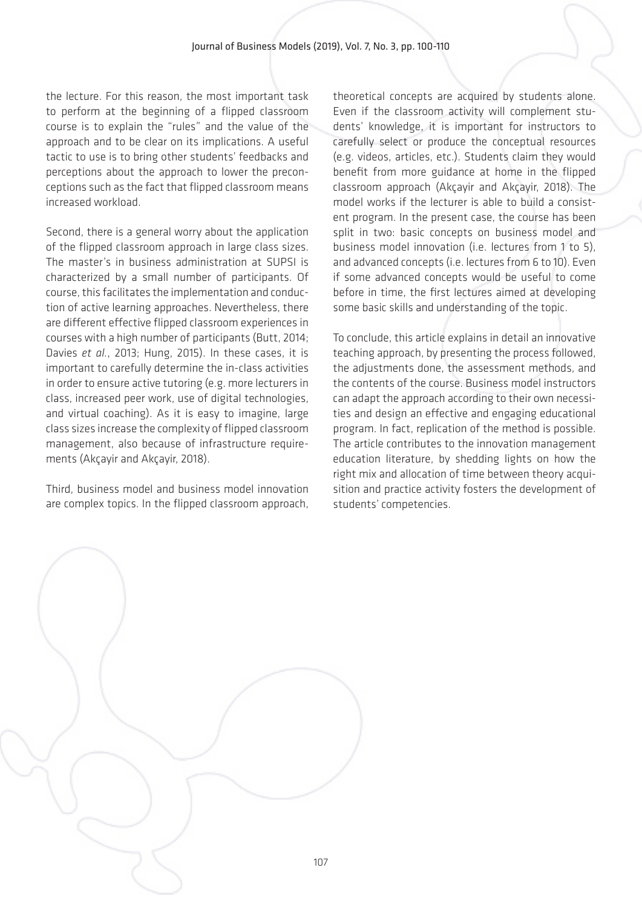the lecture. For this reason, the most important task to perform at the beginning of a flipped classroom course is to explain the "rules" and the value of the approach and to be clear on its implications. A useful tactic to use is to bring other students' feedbacks and perceptions about the approach to lower the preconceptions such as the fact that flipped classroom means increased workload.

Second, there is a general worry about the application of the flipped classroom approach in large class sizes. The master's in business administration at SUPSI is characterized by a small number of participants. Of course, this facilitates the implementation and conduction of active learning approaches. Nevertheless, there are different effective flipped classroom experiences in courses with a high number of participants (Butt, 2014; Davies *et al.*, 2013; Hung, 2015). In these cases, it is important to carefully determine the in-class activities in order to ensure active tutoring (e.g. more lecturers in class, increased peer work, use of digital technologies, and virtual coaching). As it is easy to imagine, large class sizes increase the complexity of flipped classroom management, also because of infrastructure requirements (Akçayir and Akçayir, 2018).

Third, business model and business model innovation are complex topics. In the flipped classroom approach, theoretical concepts are acquired by students alone. Even if the classroom activity will complement students' knowledge, it is important for instructors to carefully select or produce the conceptual resources (e.g. videos, articles, etc.). Students claim they would benefit from more guidance at home in the flipped classroom approach (Akçayir and Akçayir, 2018). The model works if the lecturer is able to build a consistent program. In the present case, the course has been split in two: basic concepts on business model and business model innovation (i.e. lectures from 1 to 5), and advanced concepts (i.e. lectures from 6 to 10). Even if some advanced concepts would be useful to come before in time, the first lectures aimed at developing some basic skills and understanding of the topic.

To conclude, this article explains in detail an innovative teaching approach, by presenting the process followed, the adjustments done, the assessment methods, and the contents of the course. Business model instructors can adapt the approach according to their own necessities and design an effective and engaging educational program. In fact, replication of the method is possible. The article contributes to the innovation management education literature, by shedding lights on how the right mix and allocation of time between theory acquisition and practice activity fosters the development of students' competencies.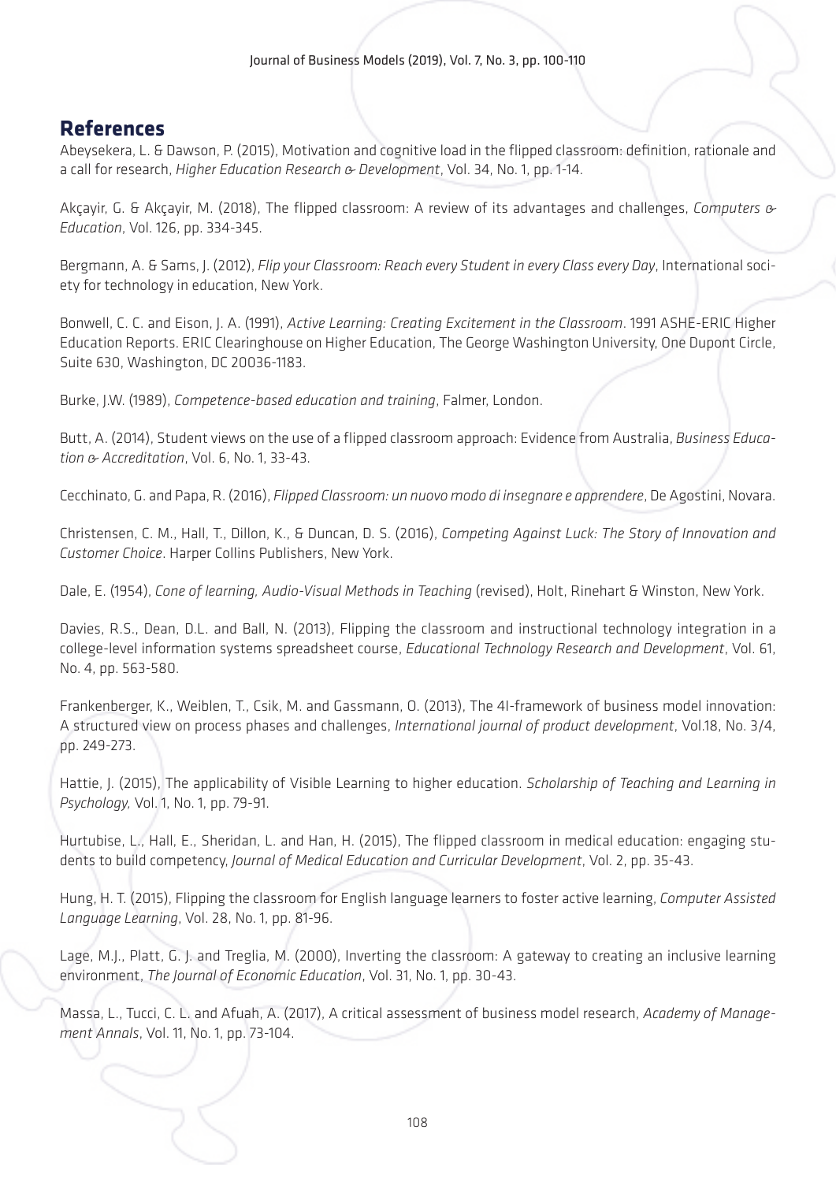## References

Abeysekera, L. & Dawson, P. (2015), Motivation and cognitive load in the flipped classroom: definition, rationale and a call for research, *Higher Education Research & Development*, Vol. 34, No. 1, pp. 1-14.

Akçayir, G. & Akçayir, M. (2018), The flipped classroom: A review of its advantages and challenges, *Computers & Education*, Vol. 126, pp. 334-345.

Bergmann, A. & Sams, J. (2012), *Flip your Classroom: Reach every Student in every Class every Day*, International society for technology in education, New York.

Bonwell, C. C. and Eison, J. A. (1991), *Active Learning: Creating Excitement in the Classroom*. 1991 ASHE-ERIC Higher Education Reports. ERIC Clearinghouse on Higher Education, The George Washington University, One Dupont Circle, Suite 630, Washington, DC 20036-1183.

Burke, J.W. (1989), *Competence-based education and training*, Falmer, London.

Butt, A. (2014), Student views on the use of a flipped classroom approach: Evidence from Australia, *Business Education & Accreditation*, Vol. 6, No. 1, 33-43.

Cecchinato, G. and Papa, R. (2016), *Flipped Classroom: un nuovo modo di insegnare e apprendere*, De Agostini, Novara.

Christensen, C. M., Hall, T., Dillon, K., & Duncan, D. S. (2016), *Competing Against Luck: The Story of Innovation and Customer Choice*. Harper Collins Publishers, New York.

Dale, E. (1954), *Cone of learning, Audio-Visual Methods in Teaching* (revised), Holt, Rinehart & Winston, New York.

Davies, R.S., Dean, D.L. and Ball, N. (2013), Flipping the classroom and instructional technology integration in a college-level information systems spreadsheet course, *Educational Technology Research and Development*, Vol. 61, No. 4, pp. 563-580.

Frankenberger, K., Weiblen, T., Csik, M. and Gassmann, O. (2013), The 4I-framework of business model innovation: A structured view on process phases and challenges, *International journal of product development*, Vol.18, No. 3/4, pp. 249-273.

Hattie, J. (2015), The applicability of Visible Learning to higher education. *Scholarship of Teaching and Learning in Psychology,* Vol. 1, No. 1, pp. 79-91.

Hurtubise, L., Hall, E., Sheridan, L. and Han, H. (2015), The flipped classroom in medical education: engaging students to build competency, *Journal of Medical Education and Curricular Development*, Vol. 2, pp. 35-43.

Hung, H. T. (2015), Flipping the classroom for English language learners to foster active learning, *Computer Assisted Language Learning*, Vol. 28, No. 1, pp. 81-96.

Lage, M.J., Platt, G. J. and Treglia, M. (2000), Inverting the classroom: A gateway to creating an inclusive learning environment, *The Journal of Economic Education*, Vol. 31, No. 1, pp. 30-43.

Massa, L., Tucci, C. L. and Afuah, A. (2017), A critical assessment of business model research, *Academy of Management Annals*, Vol. 11, No. 1, pp. 73-104.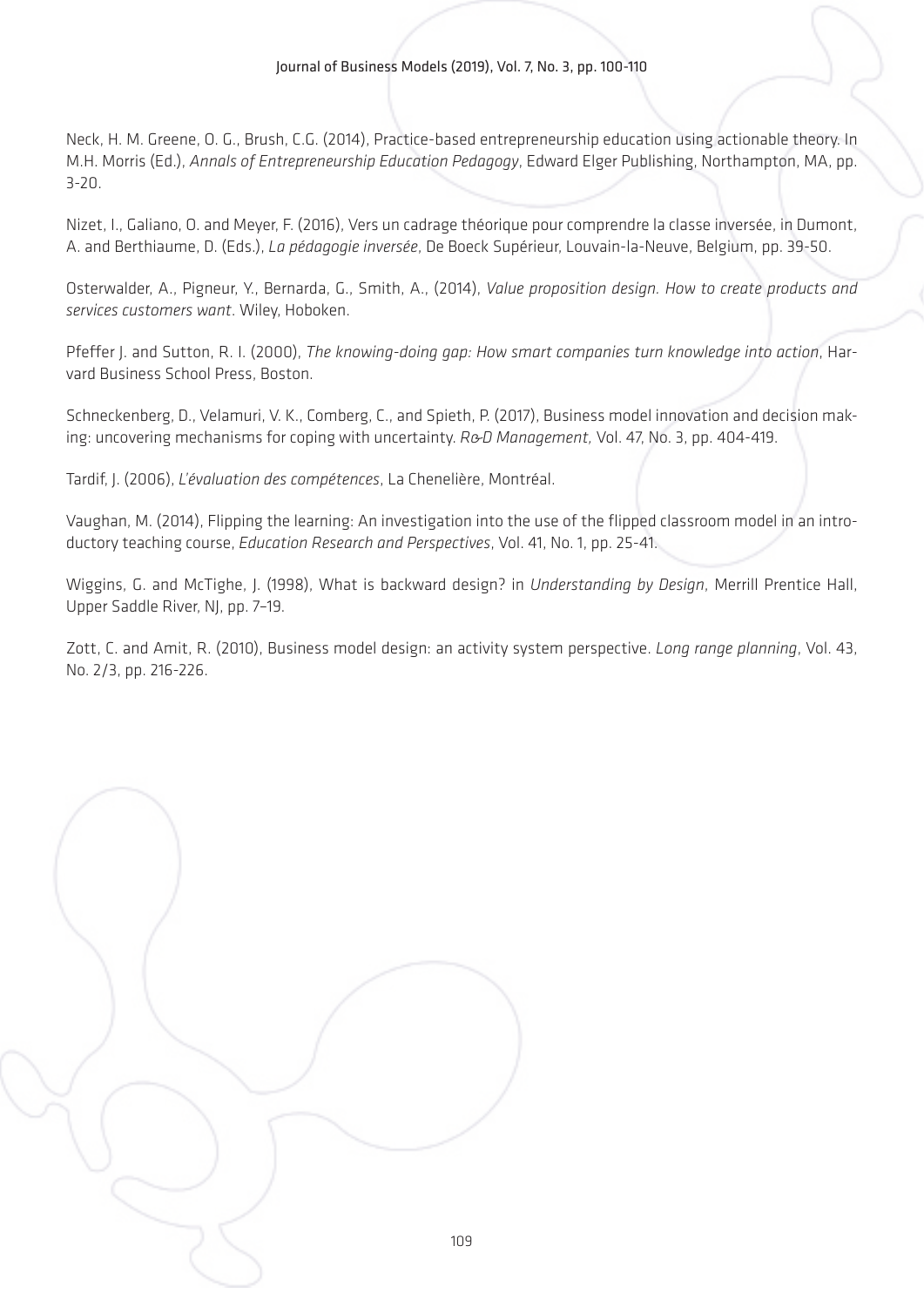Neck, H. M. Greene, O. G., Brush, C.G. (2014), Practice-based entrepreneurship education using actionable theory. In M.H. Morris (Ed.), *Annals of Entrepreneurship Education Pedagogy*, Edward Elger Publishing, Northampton, MA, pp. 3-20.

Nizet, I., Galiano, O. and Meyer, F. (2016), Vers un cadrage théorique pour comprendre la classe inversée, in Dumont, A. and Berthiaume, D. (Eds.), *La pédagogie inversée*, De Boeck Supérieur, Louvain-la-Neuve, Belgium, pp. 39-50.

Osterwalder, A., Pigneur, Y., Bernarda, G., Smith, A., (2014), *Value proposition design. How to create products and services customers want*. Wiley, Hoboken.

Pfeffer J. and Sutton, R. I. (2000), *The knowing-doing gap: How smart companies turn knowledge into action*, Harvard Business School Press, Boston.

Schneckenberg, D., Velamuri, V. K., Comberg, C., and Spieth, P. (2017), Business model innovation and decision making: uncovering mechanisms for coping with uncertainty. *R&D Management*, Vol. 47, No. 3, pp. 404-419.

Tardif, J. (2006), *L'évaluation des compétences*, La Chenelière, Montréal.

Vaughan, M. (2014), Flipping the learning: An investigation into the use of the flipped classroom model in an introductory teaching course, *Education Research and Perspectives*, Vol. 41, No. 1, pp. 25-41.

Wiggins, G. and McTighe, J. (1998), What is backward design? in *Understanding by Design*, Merrill Prentice Hall, Upper Saddle River, NJ, pp. 7–19.

Zott, C. and Amit, R. (2010), Business model design: an activity system perspective. *Long range planning*, Vol. 43, No. 2/3, pp. 216-226.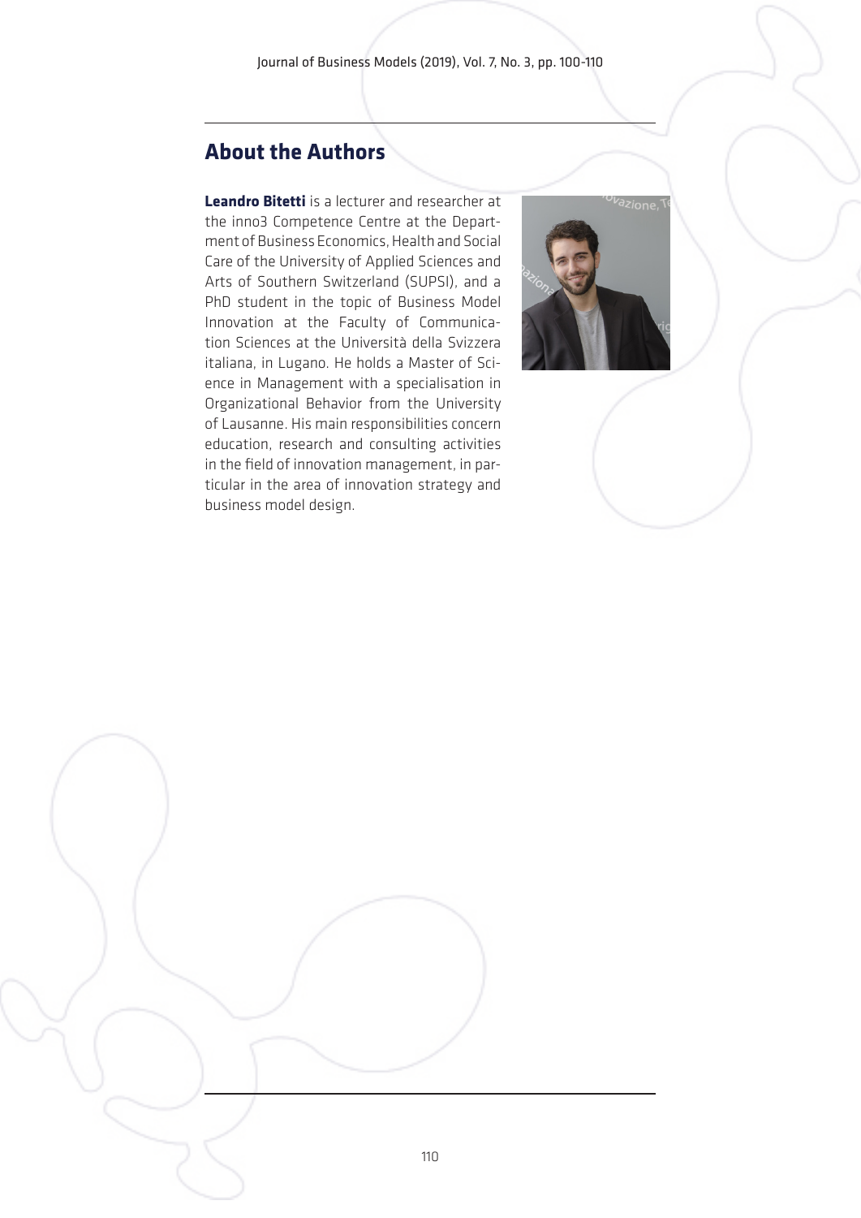## About the Authors

**Leandro Bitetti** is a lecturer and researcher at the inno3 Competence Centre at the Department of Business Economics, Health and Social Care of the University of Applied Sciences and Arts of Southern Switzerland (SUPSI), and a PhD student in the topic of Business Model Innovation at the Faculty of Communication Sciences at the Università della Svizzera italiana, in Lugano. He holds a Master of Science in Management with a specialisation in Organizational Behavior from the University of Lausanne. His main responsibilities concern education, research and consulting activities in the field of innovation management, in particular in the area of innovation strategy and business model design.